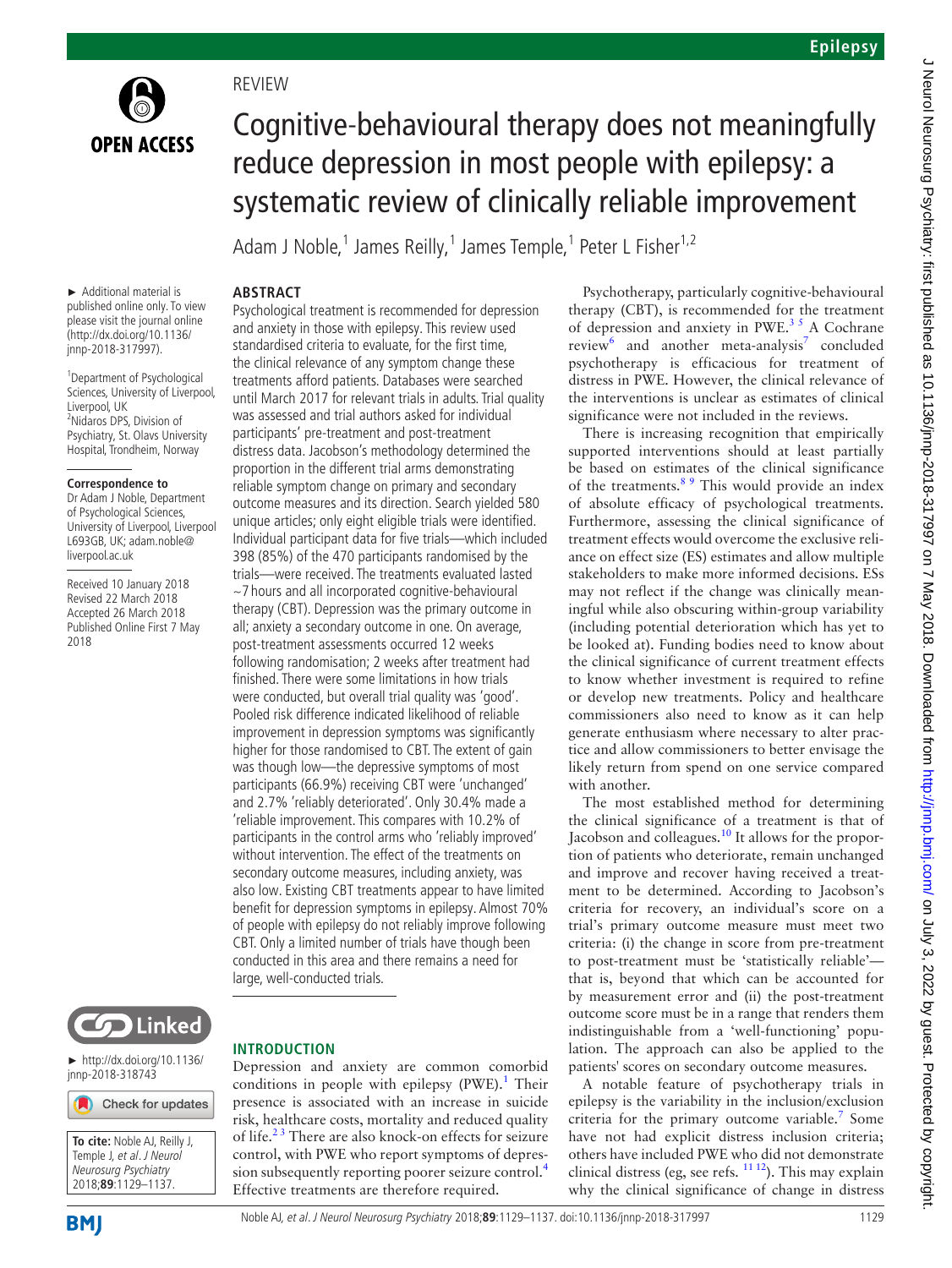REVIEW

# Cognitive-behavioural therapy does not meaningfully reduce depression in most people with epilepsy: a systematic review of clinically reliable improvement

Adam J Noble,[1] James Reilly,[1] James Temple,[1] Peter L Fisher[1,2]

► Additional material is published online only. To view please visit the journal online (http://dx.doi.org/10.1136/jnnp-2018-317997).

[1]Department of Psychological Sciences, University of Liverpool, Liverpool, UK
[2]Nidaros DPS, Division of Psychiatry, St. Olavs University Hospital, Trondheim, Norway

**Correspondence to**
Dr Adam J Noble, Department of Psychological Sciences, University of Liverpool, Liverpool L693GB, UK; adam.noble@liverpool.ac.uk

Received 10 January 2018
Revised 22 March 2018
Accepted 26 March 2018
Published Online First 7 May 2018

► http://dx.doi.org/10.1136/jnnp-2018-318743

**To cite:** Noble AJ, Reilly J, Temple J, *et al*. *J Neurol Neurosurg Psychiatry* 2018;**89**:1129–1137.

## ABSTRACT

Psychological treatment is recommended for depression and anxiety in those with epilepsy. This review used standardised criteria to evaluate, for the first time, the clinical relevance of any symptom change these treatments afford patients. Databases were searched until March 2017 for relevant trials in adults. Trial quality was assessed and trial authors asked for individual participants' pre-treatment and post-treatment distress data. Jacobson's methodology determined the proportion in the different trial arms demonstrating reliable symptom change on primary and secondary outcome measures and its direction. Search yielded 580 unique articles; only eight eligible trials were identified. Individual participant data for five trials—which included 398 (85%) of the 470 participants randomised by the trials—were received. The treatments evaluated lasted ~7 hours and all incorporated cognitive-behavioural therapy (CBT). Depression was the primary outcome in all; anxiety a secondary outcome in one. On average, post-treatment assessments occurred 12 weeks following randomisation; 2 weeks after treatment had finished. There were some limitations in how trials were conducted, but overall trial quality was 'good'. Pooled risk difference indicated likelihood of reliable improvement in depression symptoms was significantly higher for those randomised to CBT. The extent of gain was though low—the depressive symptoms of most participants (66.9%) receiving CBT were 'unchanged' and 2.7% 'reliably deteriorated'. Only 30.4% made a 'reliable improvement. This compares with 10.2% of participants in the control arms who 'reliably improved' without intervention. The effect of the treatments on secondary outcome measures, including anxiety, was also low. Existing CBT treatments appear to have limited benefit for depression symptoms in epilepsy. Almost 70% of people with epilepsy do not reliably improve following CBT. Only a limited number of trials have though been conducted in this area and there remains a need for large, well-conducted trials.

## INTRODUCTION

Depression and anxiety are common comorbid conditions in people with epilepsy (PWE).[1] Their presence is associated with an increase in suicide risk, healthcare costs, mortality and reduced quality of life.[2,3] There are also knock-on effects for seizure control, with PWE who report symptoms of depression subsequently reporting poorer seizure control.[4] Effective treatments are therefore required.

Psychotherapy, particularly cognitive-behavioural therapy (CBT), is recommended for the treatment of depression and anxiety in PWE.[3,5] A Cochrane review[6] and another meta-analysis[7] concluded psychotherapy is efficacious for treatment of distress in PWE. However, the clinical relevance of the interventions is unclear as estimates of clinical significance were not included in the reviews.

There is increasing recognition that empirically supported interventions should at least partially be based on estimates of the clinical significance of the treatments.[8,9] This would provide an index of absolute efficacy of psychological treatments. Furthermore, assessing the clinical significance of treatment effects would overcome the exclusive reliance on effect size (ES) estimates and allow multiple stakeholders to make more informed decisions. ESs may not reflect if the change was clinically meaningful while also obscuring within-group variability (including potential deterioration which has yet to be looked at). Funding bodies need to know about the clinical significance of current treatment effects to know whether investment is required to refine or develop new treatments. Policy and healthcare commissioners also need to know as it can help generate enthusiasm where necessary to alter practice and allow commissioners to better envisage the likely return from spend on one service compared with another.

The most established method for determining the clinical significance of a treatment is that of Jacobson and colleagues.[10] It allows for the proportion of patients who deteriorate, remain unchanged and improve and recover having received a treatment to be determined. According to Jacobson's criteria for recovery, an individual's score on a trial's primary outcome measure must meet two criteria: (i) the change in score from pre-treatment to post-treatment must be 'statistically reliable'—that is, beyond that which can be accounted for by measurement error and (ii) the post-treatment outcome score must be in a range that renders them indistinguishable from a 'well-functioning' population. The approach can also be applied to the patients' scores on secondary outcome measures.

A notable feature of psychotherapy trials in epilepsy is the variability in the inclusion/exclusion criteria for the primary outcome variable.[7] Some have not had explicit distress inclusion criteria; others have included PWE who did not demonstrate clinical distress (eg, see refs. [11,12]). This may explain why the clinical significance of change in distress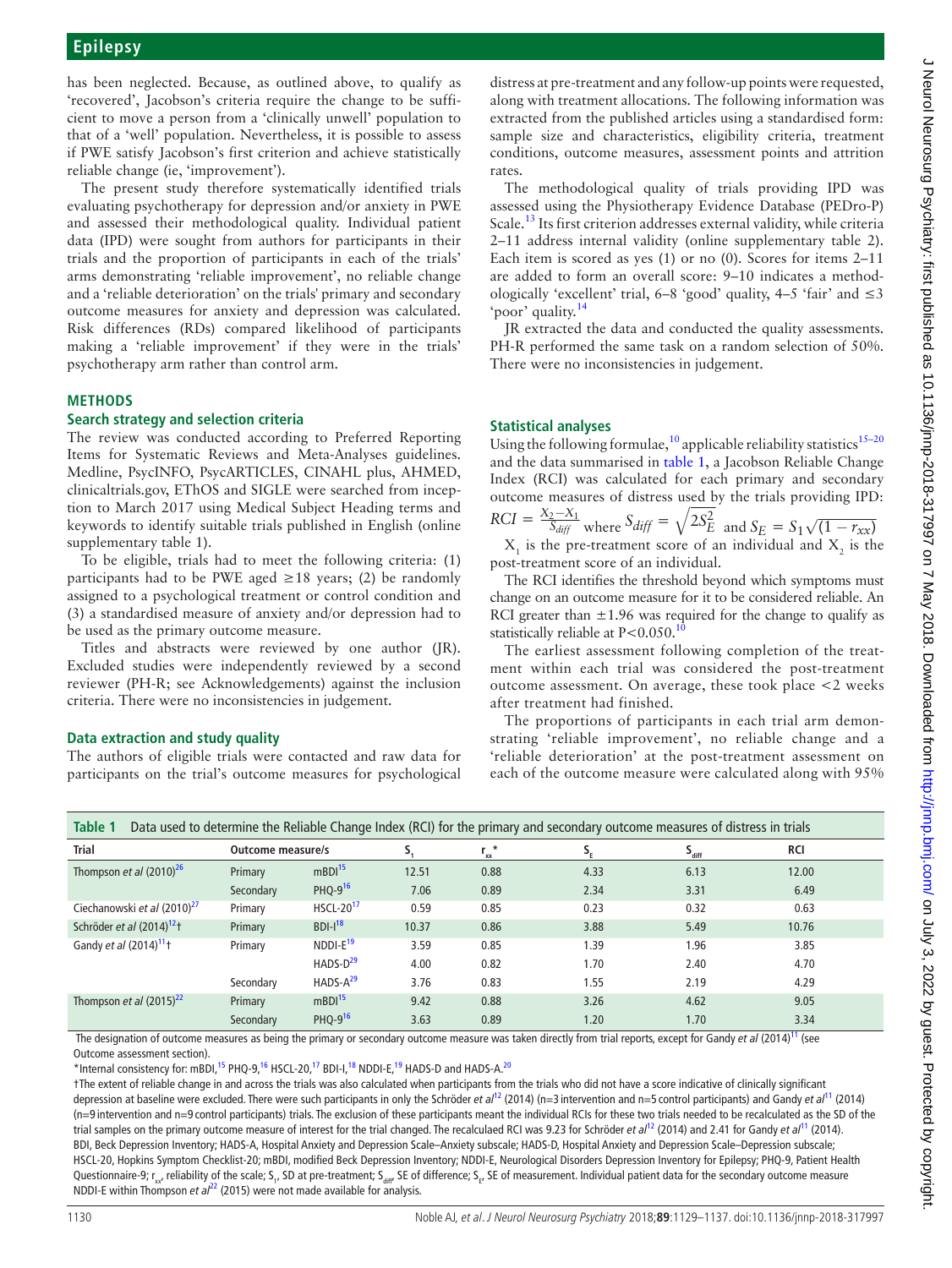has been neglected. Because, as outlined above, to qualify as 'recovered', Jacobson's criteria require the change to be sufficient to move a person from a 'clinically unwell' population to that of a 'well' population. Nevertheless, it is possible to assess if PWE satisfy Jacobson's first criterion and achieve statistically reliable change (ie, 'improvement').

The present study therefore systematically identified trials evaluating psychotherapy for depression and/or anxiety in PWE and assessed their methodological quality. Individual patient data (IPD) were sought from authors for participants in their trials and the proportion of participants in each of the trials' arms demonstrating 'reliable improvement', no reliable change and a 'reliable deterioration' on the trials' primary and secondary outcome measures for anxiety and depression was calculated. Risk differences (RDs) compared likelihood of participants making a 'reliable improvement' if they were in the trials' psychotherapy arm rather than control arm.

## METHODS

### Search strategy and selection criteria

The review was conducted according to Preferred Reporting Items for Systematic Reviews and Meta-Analyses guidelines. Medline, PsycINFO, PsycARTICLES, CINAHL plus, AHMED, clinicaltrials.gov, EThOS and SIGLE were searched from inception to March 2017 using Medical Subject Heading terms and keywords to identify suitable trials published in English (online supplementary table 1).

To be eligible, trials had to meet the following criteria: (1) participants had to be PWE aged ≥18 years; (2) be randomly assigned to a psychological treatment or control condition and (3) a standardised measure of anxiety and/or depression had to be used as the primary outcome measure.

Titles and abstracts were reviewed by one author (JR). Excluded studies were independently reviewed by a second reviewer (PH-R; see Acknowledgements) against the inclusion criteria. There were no inconsistencies in judgement.

### Data extraction and study quality

The authors of eligible trials were contacted and raw data for participants on the trial's outcome measures for psychological distress at pre-treatment and any follow-up points were requested, along with treatment allocations. The following information was extracted from the published articles using a standardised form: sample size and characteristics, eligibility criteria, treatment conditions, outcome measures, assessment points and attrition rates.

The methodological quality of trials providing IPD was assessed using the Physiotherapy Evidence Database (PEDro-P) Scale.[13] Its first criterion addresses external validity, while criteria 2–11 address internal validity (online supplementary table 2). Each item is scored as yes (1) or no (0). Scores for items 2–11 are added to form an overall score: 9–10 indicates a methodologically 'excellent' trial, 6–8 'good' quality, 4–5 'fair' and ≤3 'poor' quality.[14]

JR extracted the data and conducted the quality assessments. PH-R performed the same task on a random selection of 50%. There were no inconsistencies in judgement.

### Statistical analyses

Using the following formulae,[10] applicable reliability statistics[15–20] and the data summarised in table 1, a Jacobson Reliable Change Index (RCI) was calculated for each primary and secondary outcome measures of distress used by the trials providing IPD:

$$RCI = \frac{X_2 - X_1}{S_{diff}} \text{ where } S_{diff} = \sqrt{2S_E^2} \text{ and } S_E = S_1\sqrt{(1 - r_{xx})}$$

$X_1$ is the pre-treatment score of an individual and $X_2$ is the post-treatment score of an individual.

The RCI identifies the threshold beyond which symptoms must change on an outcome measure for it to be considered reliable. An RCI greater than ±1.96 was required for the change to qualify as statistically reliable at $P<0.050$.[10]

The earliest assessment following completion of the treatment within each trial was considered the post-treatment outcome assessment. On average, these took place <2 weeks after treatment had finished.

The proportions of participants in each trial arm demonstrating 'reliable improvement', no reliable change and a 'reliable deterioration' at the post-treatment assessment on each of the outcome measure were calculated along with 95%

**Table 1** Data used to determine the Reliable Change Index (RCI) for the primary and secondary outcome measures of distress in trials

| Trial | Outcome measure/s | | $S_1$ | $r_{xx}$* | $S_E$ | $S_{diff}$ | RCI |
|---|---|---|---|---|---|---|---|
| Thompson *et al* (2010)[26] | Primary | mBDI[15] | 12.51 | 0.88 | 4.33 | 6.13 | 12.00 |
| | Secondary | PHQ-9[16] | 7.06 | 0.89 | 2.34 | 3.31 | 6.49 |
| Ciechanowski *et al* (2010)[27] | Primary | HSCL-20[17] | 0.59 | 0.85 | 0.23 | 0.32 | 0.63 |
| Schröder *et al* (2014)[12]† | Primary | BDI-I[18] | 10.37 | 0.86 | 3.88 | 5.49 | 10.76 |
| Gandy *et al* (2014)[11]† | Primary | NDDI-E[19] | 3.59 | 0.85 | 1.39 | 1.96 | 3.85 |
| | | HADS-D[29] | 4.00 | 0.82 | 1.70 | 2.40 | 4.70 |
| | Secondary | HADS-A[29] | 3.76 | 0.83 | 1.55 | 2.19 | 4.29 |
| Thompson *et al* (2015)[22] | Primary | mBDI[15] | 9.42 | 0.88 | 3.26 | 4.62 | 9.05 |
| | Secondary | PHQ-9[16] | 3.63 | 0.89 | 1.20 | 1.70 | 3.34 |

The designation of outcome measures as being the primary or secondary outcome measure was taken directly from trial reports, except for Gandy *et al* (2014)[11] (see Outcome assessment section).

*Internal consistency for: mBDI,[15] PHQ-9,[16] HSCL-20,[17] BDI-I,[18] NDDI-E,[19] HADS-D and HADS-A.[20]

†The extent of reliable change in and across the trials was also calculated when participants from the trials who did not have a score indicative of clinically significant depression at baseline were excluded. There were such participants in only the Schröder *et al*[12] (2014) (n=3 intervention and n=5 control participants) and Gandy *et al*[11] (2014) (n=9 intervention and n=9 control participants) trials. The exclusion of these participants meant the individual RCIs for these two trials needed to be recalculated as the SD of the trial samples on the primary outcome measure of interest for the trial changed. The recalculaed RCI was 9.23 for Schröder *et al*[12] (2014) and 2.41 for Gandy *et al*[11] (2014).

BDI, Beck Depression Inventory; HADS-A, Hospital Anxiety and Depression Scale–Anxiety subscale; HADS-D, Hospital Anxiety and Depression Scale–Depression subscale; HSCL-20, Hopkins Symptom Checklist-20; mBDI, modified Beck Depression Inventory; NDDI-E, Neurological Disorders Depression Inventory for Epilepsy; PHQ-9, Patient Health Questionnaire-9; $r_{xx}$, reliability of the scale; $S_1$, SD at pre-treatment; $S_{diff}$, SE of difference; $S_E$, SE of measurement. Individual patient data for the secondary outcome measure NDDI-E within Thompson *et al*[22] (2015) were not made available for analysis.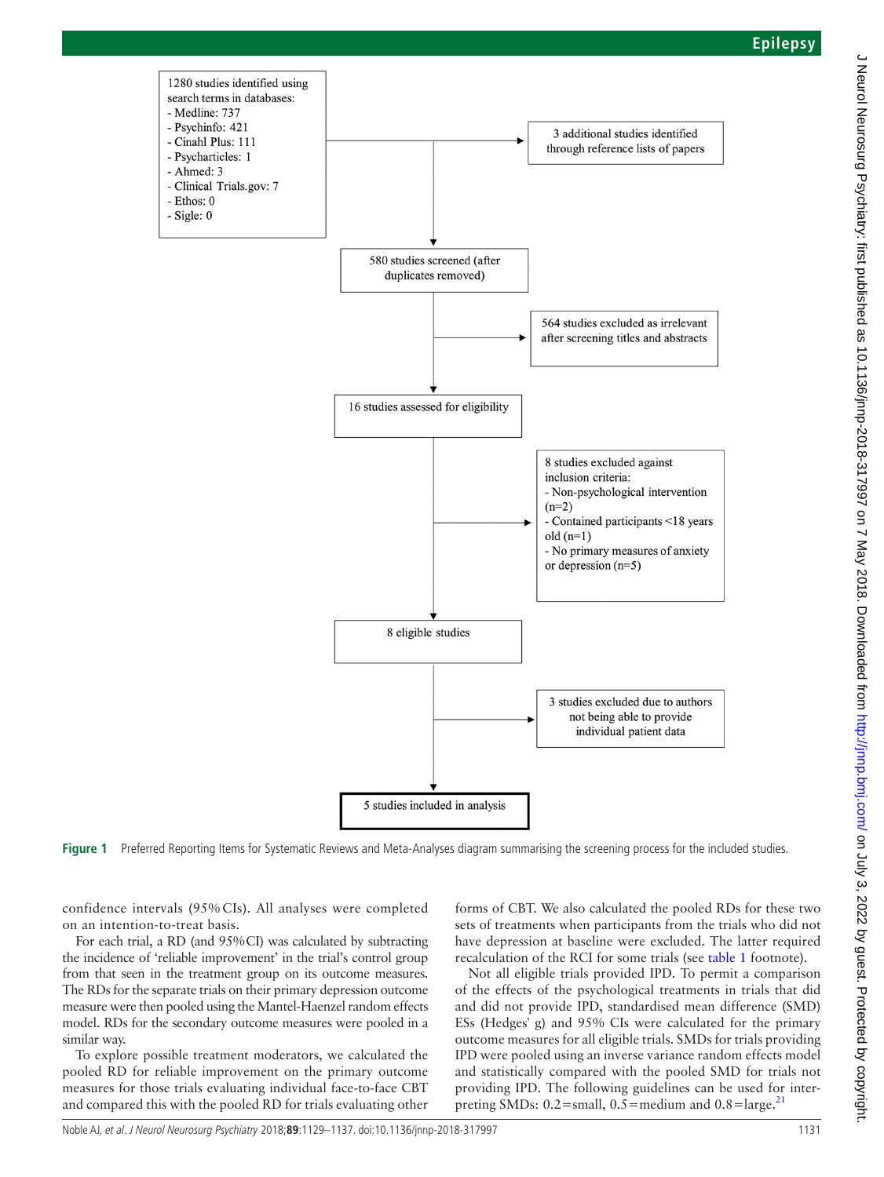1280 studies identified using search terms in databases:
- Medline: 737
- Psychinfo: 421
- Cinahl Plus: 111
- Psycharticles: 1
- Ahmed: 3
- Clinical Trials.gov: 7
- Ethos: 0
- Sigle: 0

3 additional studies identified through reference lists of papers

580 studies screened (after duplicates removed)

564 studies excluded as irrelevant after screening titles and abstracts

16 studies assessed for eligibility

8 studies excluded against inclusion criteria:
- Non-psychological intervention (n=2)
- Contained participants <18 years old (n=1)
- No primary measures of anxiety or depression (n=5)

8 eligible studies

3 studies excluded due to authors not being able to provide individual patient data

5 studies included in analysis

**Figure 1** Preferred Reporting Items for Systematic Reviews and Meta-Analyses diagram summarising the screening process for the included studies.

confidence intervals (95% CIs). All analyses were completed on an intention-to-treat basis.

For each trial, a RD (and 95% CI) was calculated by subtracting the incidence of 'reliable improvement' in the trial's control group from that seen in the treatment group on its outcome measures. The RDs for the separate trials on their primary depression outcome measure were then pooled using the Mantel-Haenzel random effects model. RDs for the secondary outcome measures were pooled in a similar way.

To explore possible treatment moderators, we calculated the pooled RD for reliable improvement on the primary outcome measures for those trials evaluating individual face-to-face CBT and compared this with the pooled RD for trials evaluating other forms of CBT. We also calculated the pooled RDs for these two sets of treatments when participants from the trials who did not have depression at baseline were excluded. The latter required recalculation of the RCI for some trials (see table 1 footnote).

Not all eligible trials provided IPD. To permit a comparison of the effects of the psychological treatments in trials that did and did not provide IPD, standardised mean difference (SMD) ESs (Hedges' g) and 95% CIs were calculated for the primary outcome measures for all eligible trials. SMDs for trials providing IPD were pooled using an inverse variance random effects model and statistically compared with the pooled SMD for trials not providing IPD. The following guidelines can be used for interpreting SMDs: 0.2=small, 0.5=medium and 0.8=large.[21]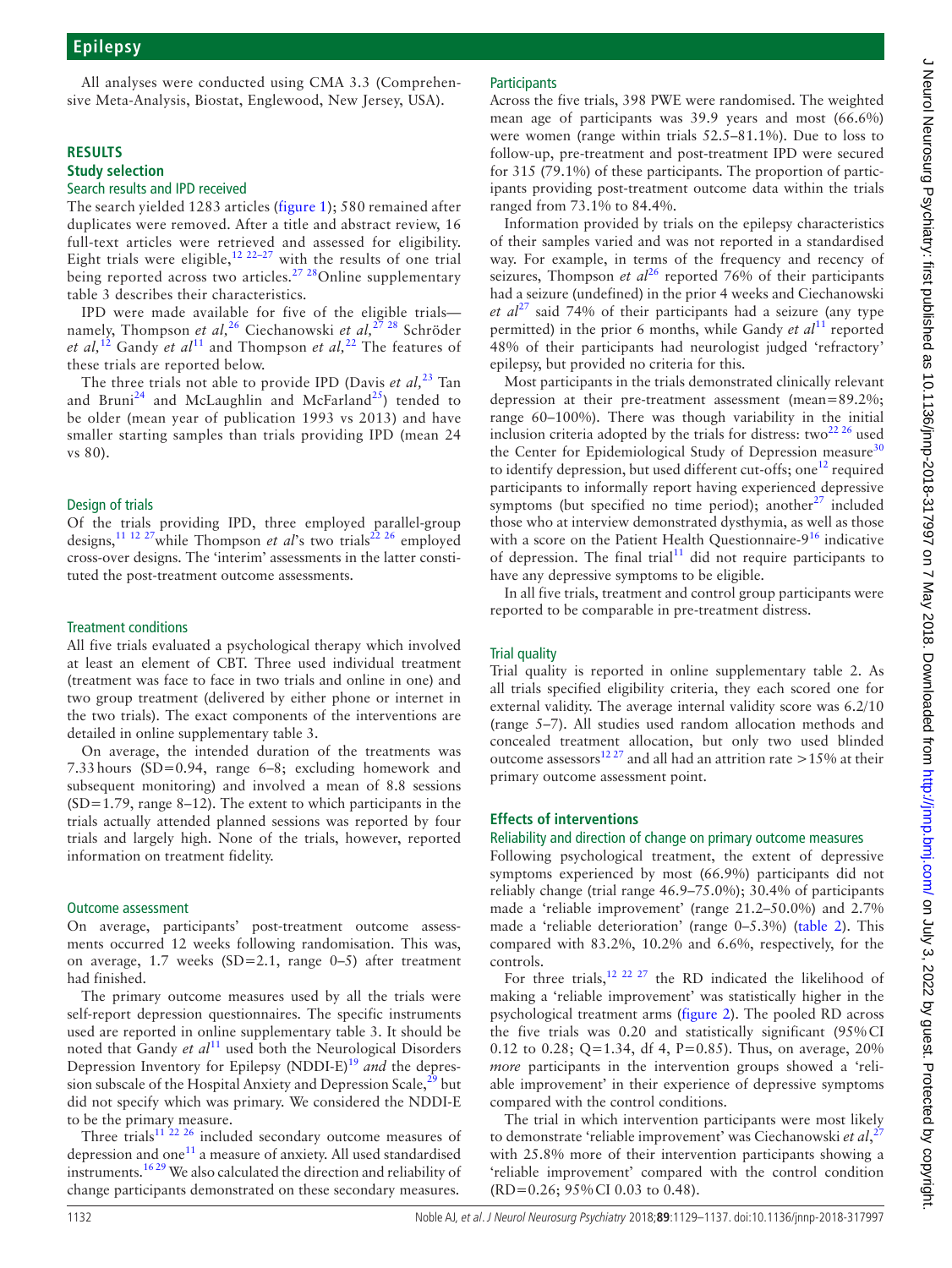All analyses were conducted using CMA 3.3 (Comprehensive Meta-Analysis, Biostat, Englewood, New Jersey, USA).

## RESULTS

### Study selection

#### Search results and IPD received

The search yielded 1283 articles (figure 1); 580 remained after duplicates were removed. After a title and abstract review, 16 full-text articles were retrieved and assessed for eligibility. Eight trials were eligible,[12 22–27] with the results of one trial being reported across two articles.[27 28] Online supplementary table 3 describes their characteristics.

IPD were made available for five of the eligible trials—namely, Thompson *et al*,[26] Ciechanowski *et al*,[27 28] Schröder *et al*,[12] Gandy *et al*[11] and Thompson *et al*,[22] The features of these trials are reported below.

The three trials not able to provide IPD (Davis *et al*,[23] Tan and Bruni[24] and McLaughlin and McFarland[25]) tended to be older (mean year of publication 1993 vs 2013) and have smaller starting samples than trials providing IPD (mean 24 vs 80).

#### Design of trials

Of the trials providing IPD, three employed parallel-group designs,[11 12 27] while Thompson *et al*'s two trials[22 26] employed cross-over designs. The 'interim' assessments in the latter constituted the post-treatment outcome assessments.

#### Treatment conditions

All five trials evaluated a psychological therapy which involved at least an element of CBT. Three used individual treatment (treatment was face to face in two trials and online in one) and two group treatment (delivered by either phone or internet in the two trials). The exact components of the interventions are detailed in online supplementary table 3.

On average, the intended duration of the treatments was 7.33 hours (SD=0.94, range 6–8; excluding homework and subsequent monitoring) and involved a mean of 8.8 sessions (SD=1.79, range 8–12). The extent to which participants in the trials actually attended planned sessions was reported by four trials and largely high. None of the trials, however, reported information on treatment fidelity.

#### Outcome assessment

On average, participants' post-treatment outcome assessments occurred 12 weeks following randomisation. This was, on average, 1.7 weeks (SD=2.1, range 0–5) after treatment had finished.

The primary outcome measures used by all the trials were self-report depression questionnaires. The specific instruments used are reported in online supplementary table 3. It should be noted that Gandy *et al*[11] used both the Neurological Disorders Depression Inventory for Epilepsy (NDDI-E)[19] *and* the depression subscale of the Hospital Anxiety and Depression Scale,[29] but did not specify which was primary. We considered the NDDI-E to be the primary measure.

Three trials[11 22 26] included secondary outcome measures of depression and one[11] a measure of anxiety. All used standardised instruments.[16 29] We also calculated the direction and reliability of change participants demonstrated on these secondary measures.

#### Participants

Across the five trials, 398 PWE were randomised. The weighted mean age of participants was 39.9 years and most (66.6%) were women (range within trials 52.5–81.1%). Due to loss to follow-up, pre-treatment and post-treatment IPD were secured for 315 (79.1%) of these participants. The proportion of participants providing post-treatment outcome data within the trials ranged from 73.1% to 84.4%.

Information provided by trials on the epilepsy characteristics of their samples varied and was not reported in a standardised way. For example, in terms of the frequency and recency of seizures, Thompson *et al*[26] reported 76% of their participants had a seizure (undefined) in the prior 4 weeks and Ciechanowski *et al*[27] said 74% of their participants had a seizure (any type permitted) in the prior 6 months, while Gandy *et al*[11] reported 48% of their participants had neurologist judged 'refractory' epilepsy, but provided no criteria for this.

Most participants in the trials demonstrated clinically relevant depression at their pre-treatment assessment (mean=89.2%; range 60–100%). There was though variability in the initial inclusion criteria adopted by the trials for distress: two[22 26] used the Center for Epidemiological Study of Depression measure[30] to identify depression, but used different cut-offs; one[12] required participants to informally report having experienced depressive symptoms (but specified no time period); another[27] included those who at interview demonstrated dysthymia, as well as those with a score on the Patient Health Questionnaire-9[16] indicative of depression. The final trial[11] did not require participants to have any depressive symptoms to be eligible.

In all five trials, treatment and control group participants were reported to be comparable in pre-treatment distress.

#### Trial quality

Trial quality is reported in online supplementary table 2. As all trials specified eligibility criteria, they each scored one for external validity. The average internal validity score was 6.2/10 (range 5–7). All studies used random allocation methods and concealed treatment allocation, but only two used blinded outcome assessors[12 27] and all had an attrition rate >15% at their primary outcome assessment point.

### Effects of interventions

#### Reliability and direction of change on primary outcome measures

Following psychological treatment, the extent of depressive symptoms experienced by most (66.9%) participants did not reliably change (trial range 46.9–75.0%); 30.4% of participants made a 'reliable improvement' (range 21.2–50.0%) and 2.7% made a 'reliable deterioration' (range 0–5.3%) (table 2). This compared with 83.2%, 10.2% and 6.6%, respectively, for the controls.

For three trials,[12 22 27] the RD indicated the likelihood of making a 'reliable improvement' was statistically higher in the psychological treatment arms (figure 2). The pooled RD across the five trials was 0.20 and statistically significant (95% CI 0.12 to 0.28; Q=1.34, df 4, P=0.85). Thus, on average, 20% *more* participants in the intervention groups showed a 'reliable improvement' in their experience of depressive symptoms compared with the control conditions.

The trial in which intervention participants were most likely to demonstrate 'reliable improvement' was Ciechanowski *et al*,[27] with 25.8% more of their intervention participants showing a 'reliable improvement' compared with the control condition (RD=0.26; 95% CI 0.03 to 0.48).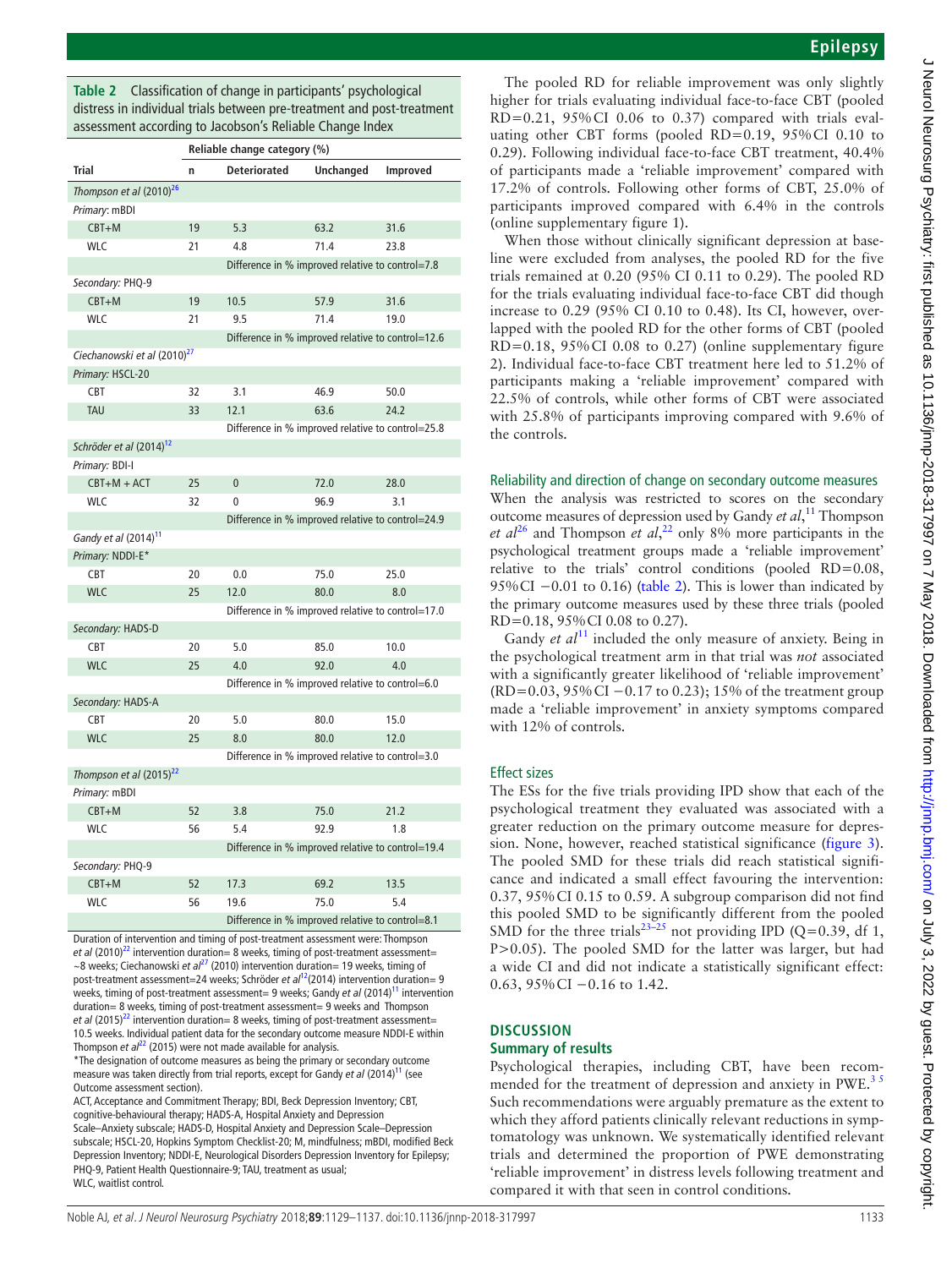**Table 2** Classification of change in participants' psychological distress in individual trials between pre-treatment and post-treatment assessment according to Jacobson's Reliable Change Index

| Trial | Reliable change category (%) | | | |
|---|---|---|---|---|
| | n | Deteriorated | Unchanged | Improved |
| *Thompson et al* (2010)[26] | | | | |
| *Primary*: mBDI | | | | |
| CBT+M | 19 | 5.3 | 63.2 | 31.6 |
| WLC | 21 | 4.8 | 71.4 | 23.8 |
| | | Difference in % improved relative to control=7.8 | | |
| *Secondary*: PHQ-9 | | | | |
| CBT+M | 19 | 10.5 | 57.9 | 31.6 |
| WLC | 21 | 9.5 | 71.4 | 19.0 |
| | | Difference in % improved relative to control=12.6 | | |
| *Ciechanowski et al* (2010)[27] | | | | |
| *Primary*: HSCL-20 | | | | |
| CBT | 32 | 3.1 | 46.9 | 50.0 |
| TAU | 33 | 12.1 | 63.6 | 24.2 |
| | | Difference in % improved relative to control=25.8 | | |
| *Schröder et al* (2014)[12] | | | | |
| *Primary*: BDI-I | | | | |
| CBT+M + ACT | 25 | 0 | 72.0 | 28.0 |
| WLC | 32 | 0 | 96.9 | 3.1 |
| | | Difference in % improved relative to control=24.9 | | |
| *Gandy et al* (2014)[11] | | | | |
| *Primary*: NDDI-E* | | | | |
| CBT | 20 | 0.0 | 75.0 | 25.0 |
| WLC | 25 | 12.0 | 80.0 | 8.0 |
| | | Difference in % improved relative to control=17.0 | | |
| *Secondary*: HADS-D | | | | |
| CBT | 20 | 5.0 | 85.0 | 10.0 |
| WLC | 25 | 4.0 | 92.0 | 4.0 |
| | | Difference in % improved relative to control=6.0 | | |
| *Secondary*: HADS-A | | | | |
| CBT | 20 | 5.0 | 80.0 | 15.0 |
| WLC | 25 | 8.0 | 80.0 | 12.0 |
| | | Difference in % improved relative to control=3.0 | | |
| *Thompson et al* (2015)[22] | | | | |
| *Primary*: mBDI | | | | |
| CBT+M | 52 | 3.8 | 75.0 | 21.2 |
| WLC | 56 | 5.4 | 92.9 | 1.8 |
| | | Difference in % improved relative to control=19.4 | | |
| *Secondary*: PHQ-9 | | | | |
| CBT+M | 52 | 17.3 | 69.2 | 13.5 |
| WLC | 56 | 19.6 | 75.0 | 5.4 |
| | | Difference in % improved relative to control=8.1 | | |

Duration of intervention and timing of post-treatment assessment were: Thompson *et al* (2010)[22] intervention duration= 8 weeks, timing of post-treatment assessment= ~8 weeks; Ciechanowski *et al*[27] (2010) intervention duration= 19 weeks, timing of post-treatment assessment=24 weeks; Schröder *et al*[12](2014) intervention duration= 9 weeks, timing of post-treatment assessment= 9 weeks; Gandy *et al* (2014)[11] intervention duration= 8 weeks, timing of post-treatment assessment= 9 weeks and Thompson *et al* (2015)[22] intervention duration= 8 weeks, timing of post-treatment assessment= 10.5 weeks. Individual patient data for the secondary outcome measure NDDI-E within Thompson *et al*[22] (2015) were not made available for analysis.

*The designation of outcome measures as being the primary or secondary outcome measure was taken directly from trial reports, except for Gandy *et al* (2014)[11] (see Outcome assessment section).

ACT, Acceptance and Commitment Therapy; BDI, Beck Depression Inventory; CBT, cognitive-behavioural therapy; HADS-A, Hospital Anxiety and Depression Scale–Anxiety subscale; HADS-D, Hospital Anxiety and Depression Scale–Depression subscale; HSCL-20, Hopkins Symptom Checklist-20; M, mindfulness; mBDI, modified Beck Depression Inventory; NDDI-E, Neurological Disorders Depression Inventory for Epilepsy; PHQ-9, Patient Health Questionnaire-9; TAU, treatment as usual; WLC, waitlist control.

The pooled RD for reliable improvement was only slightly higher for trials evaluating individual face-to-face CBT (pooled RD=0.21, 95% CI 0.06 to 0.37) compared with trials evaluating other CBT forms (pooled RD=0.19, 95% CI 0.10 to 0.29). Following individual face-to-face CBT treatment, 40.4% of participants made a 'reliable improvement' compared with 17.2% of controls. Following other forms of CBT, 25.0% of participants improved compared with 6.4% in the controls (online supplementary figure 1).

When those without clinically significant depression at baseline were excluded from analyses, the pooled RD for the five trials remained at 0.20 (95% CI 0.11 to 0.29). The pooled RD for the trials evaluating individual face-to-face CBT did though increase to 0.29 (95% CI 0.10 to 0.48). Its CI, however, overlapped with the pooled RD for the other forms of CBT (pooled RD=0.18, 95% CI 0.08 to 0.27) (online supplementary figure 2). Individual face-to-face CBT treatment here led to 51.2% of participants making a 'reliable improvement' compared with 22.5% of controls, while other forms of CBT were associated with 25.8% of participants improving compared with 9.6% of the controls.

### Reliability and direction of change on secondary outcome measures

When the analysis was restricted to scores on the secondary outcome measures of depression used by Gandy *et al*,[11] Thompson *et al*[26] and Thompson *et al*,[22] only 8% more participants in the psychological treatment groups made a 'reliable improvement' relative to the trials' control conditions (pooled RD=0.08, 95% CI −0.01 to 0.16) (table 2). This is lower than indicated by the primary outcome measures used by these three trials (pooled RD=0.18, 95% CI 0.08 to 0.27).

Gandy *et al*[11] included the only measure of anxiety. Being in the psychological treatment arm in that trial was *not* associated with a significantly greater likelihood of 'reliable improvement' (RD=0.03, 95% CI −0.17 to 0.23); 15% of the treatment group made a 'reliable improvement' in anxiety symptoms compared with 12% of controls.

### Effect sizes

The ESs for the five trials providing IPD show that each of the psychological treatment they evaluated was associated with a greater reduction on the primary outcome measure for depression. None, however, reached statistical significance (figure 3). The pooled SMD for these trials did reach statistical significance and indicated a small effect favouring the intervention: 0.37, 95% CI 0.15 to 0.59. A subgroup comparison did not find this pooled SMD to be significantly different from the pooled SMD for the three trials[23–25] not providing IPD (Q=0.39, df 1, P>0.05). The pooled SMD for the latter was larger, but had a wide CI and did not indicate a statistically significant effect: 0.63, 95% CI −0.16 to 1.42.

## DISCUSSION

### Summary of results

Psychological therapies, including CBT, have been recommended for the treatment of depression and anxiety in PWE.[3,5] Such recommendations were arguably premature as the extent to which they afford patients clinically relevant reductions in symptomatology was unknown. We systematically identified relevant trials and determined the proportion of PWE demonstrating 'reliable improvement' in distress levels following treatment and compared it with that seen in control conditions.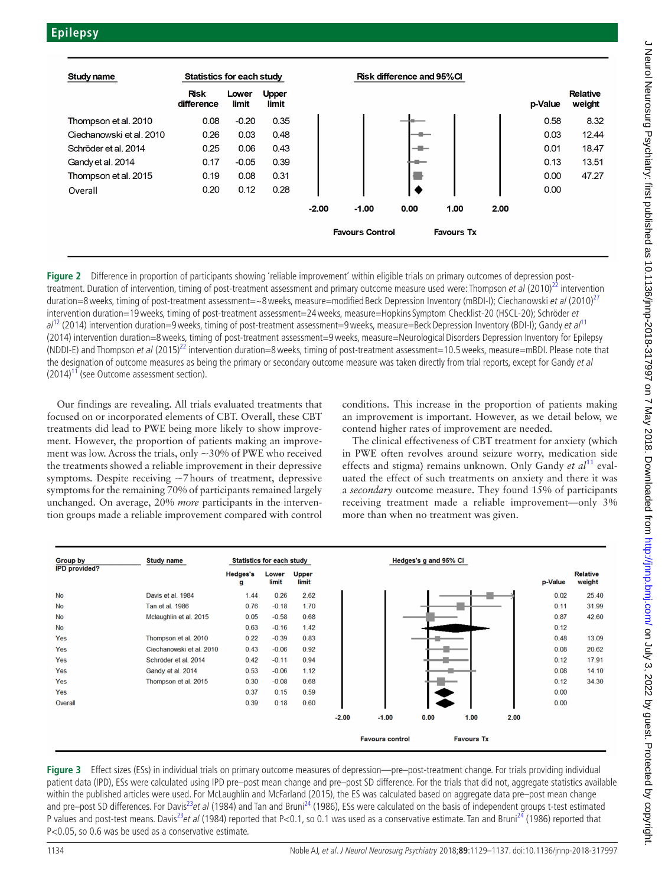| Study name | Risk difference | Lower limit | Upper limit | p-Value | Relative weight |
|---|---|---|---|---|---|
| Thompson et al. 2010 | 0.08 | -0.20 | 0.35 | 0.58 | 8.32 |
| Ciechanowski et al. 2010 | 0.26 | 0.03 | 0.48 | 0.03 | 12.44 |
| Schröder et al. 2014 | 0.25 | 0.06 | 0.43 | 0.01 | 18.47 |
| Gandy et al. 2014 | 0.17 | -0.05 | 0.39 | 0.13 | 13.51 |
| Thompson et al. 2015 | 0.19 | 0.08 | 0.31 | 0.00 | 47.27 |
| Overall | 0.20 | 0.12 | 0.28 | 0.00 | |

**Figure 2** Difference in proportion of participants showing 'reliable improvement' within eligible trials on primary outcomes of depression post-treatment. Duration of intervention, timing of post-treatment assessment and primary outcome measure used were: Thompson *et al* (2010)[22] intervention duration=8 weeks, timing of post-treatment assessment=~8 weeks, measure=modified Beck Depression Inventory (mBDI-I); Ciechanowski *et al* (2010)[27] intervention duration=19 weeks, timing of post-treatment assessment=24 weeks, measure=Hopkins Symptom Checklist-20 (HSCL-20); Schröder *et al*[12] (2014) intervention duration=9 weeks, timing of post-treatment assessment=9 weeks, measure=Beck Depression Inventory (BDI-I); Gandy *et al*[11] (2014) intervention duration=8 weeks, timing of post-treatment assessment=9 weeks, measure=Neurological Disorders Depression Inventory for Epilepsy (NDDI-E) and Thompson *et al* (2015)[22] intervention duration=8 weeks, timing of post-treatment assessment=10.5 weeks, measure=mBDI. Please note that the designation of outcome measures as being the primary or secondary outcome measure was taken directly from trial reports, except for Gandy *et al* (2014)[11] (see Outcome assessment section).

Our findings are revealing. All trials evaluated treatments that focused on or incorporated elements of CBT. Overall, these CBT treatments did lead to PWE being more likely to show improvement. However, the proportion of patients making an improvement was low. Across the trials, only ~30% of PWE who received the treatments showed a reliable improvement in their depressive symptoms. Despite receiving ~7 hours of treatment, depressive symptoms for the remaining 70% of participants remained largely unchanged. On average, 20% *more* participants in the intervention groups made a reliable improvement compared with control conditions. This increase in the proportion of patients making an improvement is important. However, as we detail below, we contend higher rates of improvement are needed.

The clinical effectiveness of CBT treatment for anxiety (which in PWE often revolves around seizure worry, medication side effects and stigma) remains unknown. Only Gandy *et al*[11] evaluated the effect of such treatments on anxiety and there it was a *secondary* outcome measure. They found 15% of participants receiving treatment made a reliable improvement—only 3% more than when no treatment was given.

| Group by IPD provided? | Study name | Hedges's g | Lower limit | Upper limit | p-Value | Relative weight |
|---|---|---|---|---|---|---|
| No | Davis et al. 1984 | 1.44 | 0.26 | 2.62 | 0.02 | 25.40 |
| No | Tan et al. 1986 | 0.76 | -0.18 | 1.70 | 0.11 | 31.99 |
| No | Mclaughlin et al. 2015 | 0.05 | -0.58 | 0.68 | 0.87 | 42.60 |
| No | | 0.63 | -0.16 | 1.42 | 0.12 | |
| Yes | Thompson et al. 2010 | 0.22 | -0.39 | 0.83 | 0.48 | 13.09 |
| Yes | Ciechanowski et al. 2010 | 0.43 | -0.06 | 0.92 | 0.08 | 20.62 |
| Yes | Schröder et al. 2014 | 0.42 | -0.11 | 0.94 | 0.12 | 17.91 |
| Yes | Gandy et al. 2014 | 0.53 | -0.06 | 1.12 | 0.08 | 14.10 |
| Yes | Thompson et al. 2015 | 0.30 | -0.08 | 0.68 | 0.12 | 34.30 |
| Yes | | 0.37 | 0.15 | 0.59 | 0.00 | |
| Overall | | 0.39 | 0.18 | 0.60 | 0.00 | |

**Figure 3** Effect sizes (ESs) in individual trials on primary outcome measures of depression—pre–post-treatment change. For trials providing individual patient data (IPD), ESs were calculated using IPD pre–post mean change and pre–post SD difference. For the trials that did not, aggregate statistics available within the published articles were used. For McLaughlin and McFarland (2015), the ES was calculated based on aggregate data pre–post mean change and pre–post SD differences. For Davis[23] *et al* (1984) and Tan and Bruni[24] (1986), ESs were calculated on the basis of independent groups t-test estimated P values and post-test means. Davis[23] *et al* (1984) reported that P<0.1, so 0.1 was used as a conservative estimate. Tan and Bruni[24] (1986) reported that P<0.05, so 0.6 was be used as a conservative estimate.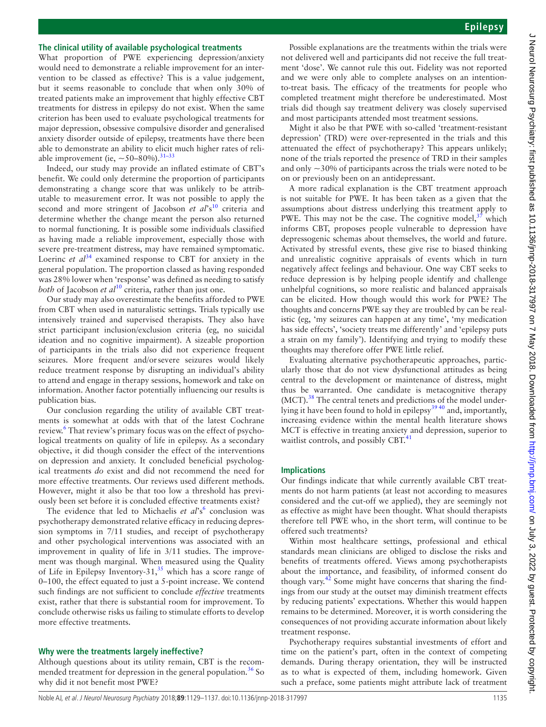### The clinical utility of available psychological treatments

What proportion of PWE experiencing depression/anxiety would need to demonstrate a reliable improvement for an intervention to be classed as effective? This is a value judgement, but it seems reasonable to conclude that when only 30% of treated patients make an improvement that highly effective CBT treatments for distress in epilepsy do not exist. When the same criterion has been used to evaluate psychological treatments for major depression, obsessive compulsive disorder and generalised anxiety disorder outside of epilepsy, treatments have there been able to demonstrate an ability to elicit much higher rates of reliable improvement (ie, ~50–80%).[31–33]

Indeed, our study may provide an inflated estimate of CBT's benefit. We could only determine the proportion of participants demonstrating a change score that was unlikely to be attributable to measurement error. It was not possible to apply the second and more stringent of Jacobson *et al*'s[10] criteria and determine whether the change meant the person also returned to normal functioning. It is possible some individuals classified as having made a reliable improvement, especially those with severe pre-treatment distress, may have remained symptomatic. Loerinc *et al*[34] examined response to CBT for anxiety in the general population. The proportion classed as having responded was 28% lower when 'response' was defined as needing to satisfy *both* of Jacobson *et al*[10] criteria, rather than just one.

Our study may also overestimate the benefits afforded to PWE from CBT when used in naturalistic settings. Trials typically use intensively trained and supervised therapists. They also have strict participant inclusion/exclusion criteria (eg, no suicidal ideation and no cognitive impairment). A sizeable proportion of participants in the trials also did not experience frequent seizures. More frequent and/or severe seizures would likely reduce treatment response by disrupting an individual's ability to attend and engage in therapy sessions, homework and take on information. Another factor potentially influencing our results is publication bias.

Our conclusion regarding the utility of available CBT treatments is somewhat at odds with that of the latest Cochrane review.[6] That review's primary focus was on the effect of psychological treatments on quality of life in epilepsy. As a secondary objective, it did though consider the effect of the interventions on depression and anxiety. It concluded beneficial psychological treatments *do* exist and did not recommend the need for more effective treatments. Our reviews used different methods. However, might it also be that too low a threshold has previously been set before it is concluded effective treatments exist?

The evidence that led to Michaelis *et al*'s[6] conclusion was psychotherapy demonstrated relative efficacy in reducing depression symptoms in 7/11 studies, and receipt of psychotherapy and other psychological interventions was associated with an improvement in quality of life in 3/11 studies. The improvement was though marginal. When measured using the Quality of Life in Epilepsy Inventory-31,[35] which has a score range of 0–100, the effect equated to just a 5-point increase. We contend such findings are not sufficient to conclude *effective* treatments exist, rather that there is substantial room for improvement. To conclude otherwise risks us failing to stimulate efforts to develop more effective treatments.

### Why were the treatments largely ineffective?

Although questions about its utility remain, CBT is the recommended treatment for depression in the general population.[36] So why did it not benefit most PWE?

Possible explanations are the treatments within the trials were not delivered well and participants did not receive the full treatment 'dose'. We cannot rule this out. Fidelity was not reported and we were only able to complete analyses on an intention-to-treat basis. The efficacy of the treatments for people who completed treatment might therefore be underestimated. Most trials did though say treatment delivery was closely supervised and most participants attended most treatment sessions.

Might it also be that PWE with so-called 'treatment-resistant depression' (TRD) were over-represented in the trials and this attenuated the effect of psychotherapy? This appears unlikely; none of the trials reported the presence of TRD in their samples and only ~30% of participants across the trials were noted to be on or previously been on an antidepressant.

A more radical explanation is the CBT treatment approach is not suitable for PWE. It has been taken as a given that the assumptions about distress underlying this treatment apply to PWE. This may not be the case. The cognitive model,[37] which informs CBT, proposes people vulnerable to depression have depressogenic schemas about themselves, the world and future. Activated by stressful events, these give rise to biased thinking and unrealistic cognitive appraisals of events which in turn negatively affect feelings and behaviour. One way CBT seeks to reduce depression is by helping people identify and challenge unhelpful cognitions, so more realistic and balanced appraisals can be elicited. How though would this work for PWE? The thoughts and concerns PWE say they are troubled by can be realistic (eg, 'my seizures can happen at any time', 'my medication has side effects', 'society treats me differently' and 'epilepsy puts a strain on my family'). Identifying and trying to modify these thoughts may therefore offer PWE little relief.

Evaluating alternative psychotherapeutic approaches, particularly those that do not view dysfunctional attitudes as being central to the development or maintenance of distress, might thus be warranted. One candidate is metacognitive therapy (MCT).[38] The central tenets and predictions of the model underlying it have been found to hold in epilepsy[39 40] and, importantly, increasing evidence within the mental health literature shows MCT is effective in treating anxiety and depression, superior to waitlist controls, and possibly CBT.[41]

### Implications

Our findings indicate that while currently available CBT treatments do not harm patients (at least not according to measures considered and the cut-off we applied), they are seemingly not as effective as might have been thought. What should therapists therefore tell PWE who, in the short term, will continue to be offered such treatments?

Within most healthcare settings, professional and ethical standards mean clinicians are obliged to disclose the risks and benefits of treatments offered. Views among psychotherapists about the importance, and feasibility, of informed consent do though vary.[42] Some might have concerns that sharing the findings from our study at the outset may diminish treatment effects by reducing patients' expectations. Whether this would happen remains to be determined. Moreover, it is worth considering the consequences of not providing accurate information about likely treatment response.

Psychotherapy requires substantial investments of effort and time on the patient's part, often in the context of competing demands. During therapy orientation, they will be instructed as to what is expected of them, including homework. Given such a preface, some patients might attribute lack of treatment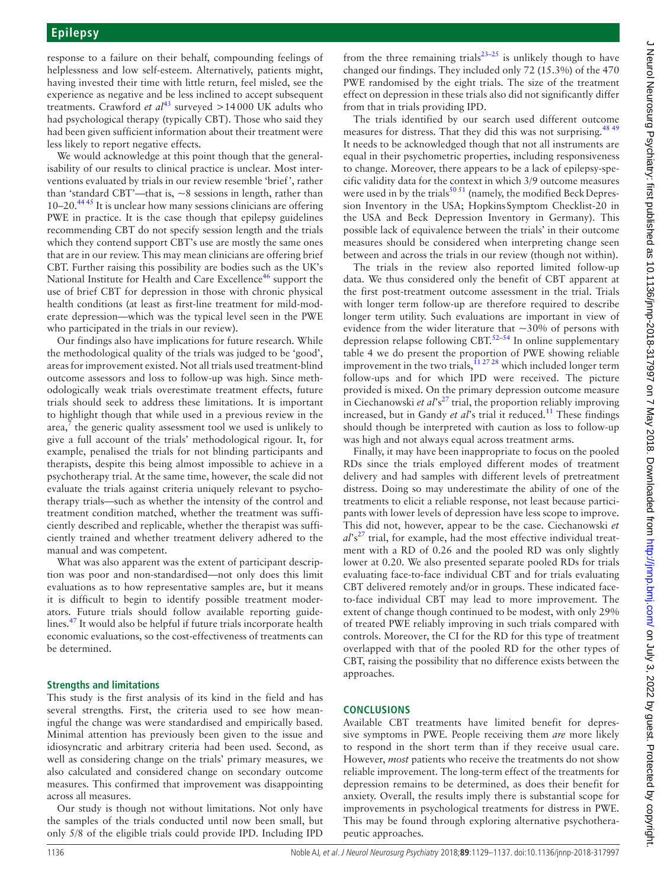response to a failure on their behalf, compounding feelings of helplessness and low self-esteem. Alternatively, patients might, having invested their time with little return, feel misled, see the experience as negative and be less inclined to accept subsequent treatments. Crawford *et al*[43] surveyed >14 000 UK adults who had psychological therapy (typically CBT). Those who said they had been given sufficient information about their treatment were less likely to report negative effects.

We would acknowledge at this point though that the generalisability of our results to clinical practice is unclear. Most interventions evaluated by trials in our review resemble 'brief', rather than 'standard CBT'—that is, ~8 sessions in length, rather than 10–20.[44 45] It is unclear how many sessions clinicians are offering PWE in practice. It is the case though that epilepsy guidelines recommending CBT do not specify session length and the trials which they contend support CBT's use are mostly the same ones that are in our review. This may mean clinicians are offering brief CBT. Further raising this possibility are bodies such as the UK's National Institute for Health and Care Excellence[46] support the use of brief CBT for depression in those with chronic physical health conditions (at least as first-line treatment for mild-moderate depression—which was the typical level seen in the PWE who participated in the trials in our review).

Our findings also have implications for future research. While the methodological quality of the trials was judged to be 'good', areas for improvement existed. Not all trials used treatment-blind outcome assessors and loss to follow-up was high. Since methodologically weak trials overestimate treatment effects, future trials should seek to address these limitations. It is important to highlight though that while used in a previous review in the area,[7] the generic quality assessment tool we used is unlikely to give a full account of the trials' methodological rigour. It, for example, penalised the trials for not blinding participants and therapists, despite this being almost impossible to achieve in a psychotherapy trial. At the same time, however, the scale did not evaluate the trials against criteria uniquely relevant to psychotherapy trials—such as whether the intensity of the control and treatment condition matched, whether the treatment was sufficiently described and replicable, whether the therapist was sufficiently trained and whether treatment delivery adhered to the manual and was competent.

What was also apparent was the extent of participant description was poor and non-standardised—not only does this limit evaluations as to how representative samples are, but it means it is difficult to begin to identify possible treatment moderators. Future trials should follow available reporting guidelines.[47] It would also be helpful if future trials incorporate health economic evaluations, so the cost-effectiveness of treatments can be determined.

### Strengths and limitations

This study is the first analysis of its kind in the field and has several strengths. First, the criteria used to see how meaningful the change was were standardised and empirically based. Minimal attention has previously been given to the issue and idiosyncratic and arbitrary criteria had been used. Second, as well as considering change on the trials' primary measures, we also calculated and considered change on secondary outcome measures. This confirmed that improvement was disappointing across all measures.

Our study is though not without limitations. Not only have the samples of the trials conducted until now been small, but only 5/8 of the eligible trials could provide IPD. Including IPD from the three remaining trials[23–25] is unlikely though to have changed our findings. They included only 72 (15.3%) of the 470 PWE randomised by the eight trials. The size of the treatment effect on depression in these trials also did not significantly differ from that in trials providing IPD.

The trials identified by our search used different outcome measures for distress. That they did this was not surprising.[48 49] It needs to be acknowledged though that not all instruments are equal in their psychometric properties, including responsiveness to change. Moreover, there appears to be a lack of epilepsy-specific validity data for the context in which 3/9 outcome measures were used in by the trials[50 51] (namely, the modified Beck Depression Inventory in the USA; Hopkins Symptom Checklist-20 in the USA and Beck Depression Inventory in Germany). This possible lack of equivalence between the trials' in their outcome measures should be considered when interpreting change seen between and across the trials in our review (though not within).

The trials in the review also reported limited follow-up data. We thus considered only the benefit of CBT apparent at the first post-treatment outcome assessment in the trial. Trials with longer term follow-up are therefore required to describe longer term utility. Such evaluations are important in view of evidence from the wider literature that ~30% of persons with depression relapse following CBT.[52–54] In online supplementary table 4 we do present the proportion of PWE showing reliable improvement in the two trials,[11 27 28] which included longer term follow-ups and for which IPD were received. The picture provided is mixed. On the primary depression outcome measure in Ciechanowski *et al*'s[27] trial, the proportion reliably improving increased, but in Gandy *et al*'s trial it reduced.[11] These findings should though be interpreted with caution as loss to follow-up was high and not always equal across treatment arms.

Finally, it may have been inappropriate to focus on the pooled RDs since the trials employed different modes of treatment delivery and had samples with different levels of pretreatment distress. Doing so may underestimate the ability of one of the treatments to elicit a reliable response, not least because participants with lower levels of depression have less scope to improve. This did not, however, appear to be the case. Ciechanowski *et al*'s[27] trial, for example, had the most effective individual treatment with a RD of 0.26 and the pooled RD was only slightly lower at 0.20. We also presented separate pooled RDs for trials evaluating face-to-face individual CBT and for trials evaluating CBT delivered remotely and/or in groups. These indicated face-to-face individual CBT may lead to more improvement. The extent of change though continued to be modest, with only 29% of treated PWE reliably improving in such trials compared with controls. Moreover, the CI for the RD for this type of treatment overlapped with that of the pooled RD for the other types of CBT, raising the possibility that no difference exists between the approaches.

## CONCLUSIONS

Available CBT treatments have limited benefit for depressive symptoms in PWE. People receiving them *are* more likely to respond in the short term than if they receive usual care. However, *most* patients who receive the treatments do not show reliable improvement. The long-term effect of the treatments for depression remains to be determined, as does their benefit for anxiety. Overall, the results imply there is substantial scope for improvements in psychological treatments for distress in PWE. This may be found through exploring alternative psychotherapeutic approaches.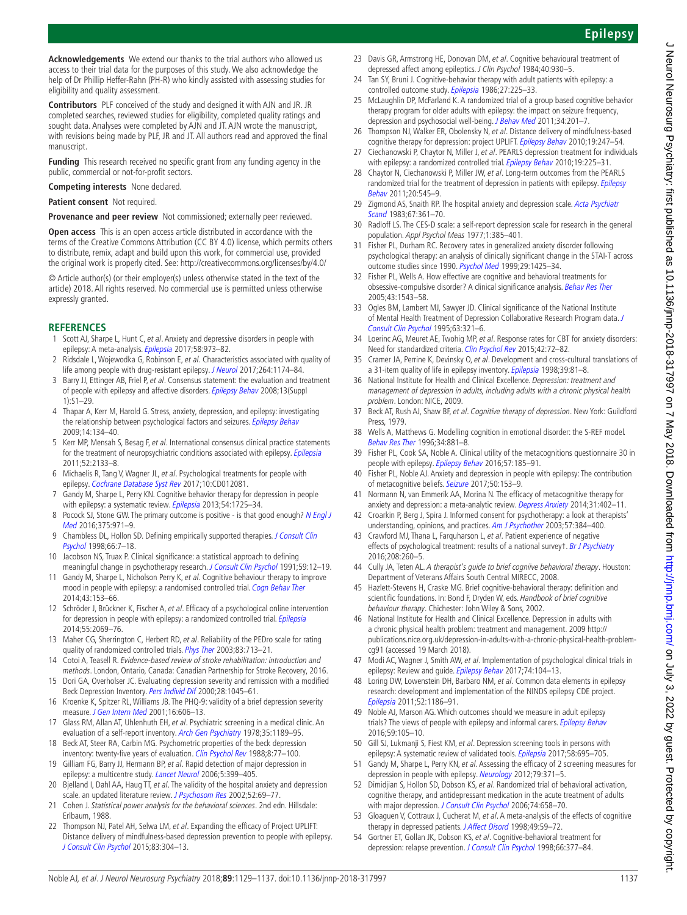**Acknowledgements** We extend our thanks to the trial authors who allowed us access to their trial data for the purposes of this study. We also acknowledge the help of Dr Phillip Heffer-Rahn (PH-R) who kindly assisted with assessing studies for eligibility and quality assessment.

**Contributors** PLF conceived of the study and designed it with AJN and JR. JR completed searches, reviewed studies for eligibility, completed quality ratings and sought data. Analyses were completed by AJN and JT. AJN wrote the manuscript, with revisions being made by PLF, JR and JT. All authors read and approved the final manuscript.

**Funding** This research received no specific grant from any funding agency in the public, commercial or not-for-profit sectors.

**Competing interests** None declared.

**Patient consent** Not required.

**Provenance and peer review** Not commissioned; externally peer reviewed.

**Open access** This is an open access article distributed in accordance with the terms of the Creative Commons Attribution (CC BY 4.0) license, which permits others to distribute, remix, adapt and build upon this work, for commercial use, provided the original work is properly cited. See: http://creativecommons.org/licenses/by/4.0/

© Article author(s) (or their employer(s) unless otherwise stated in the text of the article) 2018. All rights reserved. No commercial use is permitted unless otherwise expressly granted.

## REFERENCES

1. Scott AJ, Sharpe L, Hunt C, *et al*. Anxiety and depressive disorders in people with epilepsy: A meta-analysis. *Epilepsia* 2017;58:973–82.
2. Ridsdale L, Wojewodka G, Robinson E, *et al*. Characteristics associated with quality of life among people with drug-resistant epilepsy. *J Neurol* 2017;264:1174–84.
3. Barry JJ, Ettinger AB, Friel P, *et al*. Consensus statement: the evaluation and treatment of people with epilepsy and affective disorders. *Epilepsy Behav* 2008;13(Suppl 1):S1–29.
4. Thapar A, Kerr M, Harold G. Stress, anxiety, depression, and epilepsy: investigating the relationship between psychological factors and seizures. *Epilepsy Behav* 2009;14:134–40.
5. Kerr MP, Mensah S, Besag F, *et al*. International consensus clinical practice statements for the treatment of neuropsychiatric conditions associated with epilepsy. *Epilepsia* 2011;52:2133–8.
6. Michaelis R, Tang V, Wagner JL, *et al*. Psychological treatments for people with epilepsy. *Cochrane Database Syst Rev* 2017;10:CD012081.
7. Gandy M, Sharpe L, Perry KN. Cognitive behavior therapy for depression in people with epilepsy: a systematic review. *Epilepsia* 2013;54:1725–34.
8. Pocock SJ, Stone GW. The primary outcome is positive - is that good enough? *N Engl J Med* 2016;375:971–9.
9. Chambless DL, Hollon SD. Defining empirically supported therapies. *J Consult Clin Psychol* 1998;66:7–18.
10. Jacobson NS, Truax P. Clinical significance: a statistical approach to defining meaningful change in psychotherapy research. *J Consult Clin Psychol* 1991;59:12–19.
11. Gandy M, Sharpe L, Nicholson Perry K, *et al*. Cognitive behaviour therapy to improve mood in people with epilepsy: a randomised controlled trial. *Cogn Behav Ther* 2014;43:153–66.
12. Schröder J, Brückner K, Fischer A, *et al*. Efficacy of a psychological online intervention for depression in people with epilepsy: a randomized controlled trial. *Epilepsia* 2014;55:2069–76.
13. Maher CG, Sherrington C, Herbert RD, *et al*. Reliability of the PEDro scale for rating quality of randomized controlled trials. *Phys Ther* 2003;83:713–21.
14. Cotoi A, Teasell R. *Evidence-based review of stroke rehabilitation: introduction and methods*. London, Ontario, Canada: Canadian Partnership for Stroke Recovery, 2016.
15. Dori GA, Overholser JC. Evaluating depression severity and remission with a modified Beck Depression Inventory. *Pers Individ Dif* 2000;28:1045–61.
16. Kroenke K, Spitzer RL, Williams JB. The PHQ-9: validity of a brief depression severity measure. *J Gen Intern Med* 2001;16:606–13.
17. Glass RM, Allan AT, Uhlenhuth EH, *et al*. Psychiatric screening in a medical clinic. An evaluation of a self-report inventory. *Arch Gen Psychiatry* 1978;35:1189–95.
18. Beck AT, Steer RA, Carbin MG. Psychometric properties of the beck depression inventory: twenty-five years of evaluation. *Clin Psychol Rev* 1988;8:77–100.
19. Gilliam FG, Barry JJ, Hermann BP, *et al*. Rapid detection of major depression in epilepsy: a multicentre study. *Lancet Neurol* 2006;5:399–405.
20. Bjelland I, Dahl AA, Haug TT, *et al*. The validity of the hospital anxiety and depression scale. an updated literature review. *J Psychosom Res* 2002;52:69–77.
21. Cohen J. *Statistical power analysis for the behavioral sciences*. 2nd edn. Hillsdale: Erlbaum, 1988.
22. Thompson NJ, Patel AH, Selwa LM, *et al*. Expanding the efficacy of Project UPLIFT: Distance delivery of mindfulness-based depression prevention to people with epilepsy. *J Consult Clin Psychol* 2015;83:304–13.
23. Davis GR, Armstrong HE, Donovan DM, *et al*. Cognitive behavioural treatment of depressed affect among epileptics. *J Clin Psychol* 1984;40:930–5.
24. Tan SY, Bruni J. Cognitive-behavior therapy with adult patients with epilepsy: a controlled outcome study. *Epilepsia* 1986;27:225–33.
25. McLaughlin DP, McFarland K. A randomized trial of a group based cognitive behavior therapy program for older adults with epilepsy: the impact on seizure frequency, depression and psychosocial well-being. *J Behav Med* 2011;34:201–7.
26. Thompson NJ, Walker ER, Obolensky N, *et al*. Distance delivery of mindfulness-based cognitive therapy for depression: project UPLIFT. *Epilepsy Behav* 2010;19:247–54.
27. Ciechanowski P, Chaytor N, Miller J, *et al*. PEARLS depression treatment for individuals with epilepsy: a randomized controlled trial. *Epilepsy Behav* 2010;19:225–31.
28. Chaytor N, Ciechanowski P, Miller JW, *et al*. Long-term outcomes from the PEARLS randomized trial for the treatment of depression in patients with epilepsy. *Epilepsy Behav* 2011;20:545–9.
29. Zigmond AS, Snaith RP. The hospital anxiety and depression scale. *Acta Psychiatr Scand* 1983;67:361–70.
30. Radloff LS. The CES-D scale: a self-report depression scale for research in the general population. *Appl Psychol Meas* 1977;1:385–401.
31. Fisher PL, Durham RC. Recovery rates in generalized anxiety disorder following psychological therapy: an analysis of clinically significant change in the STAI-T across outcome studies since 1990. *Psychol Med* 1999;29:1425–34.
32. Fisher PL, Wells A. How effective are cognitive and behavioral treatments for obsessive-compulsive disorder? A clinical significance analysis. *Behav Res Ther* 2005;43:1543–58.
33. Ogles BM, Lambert MJ, Sawyer JD. Clinical significance of the National Institute of Mental Health Treatment of Depression Collaborative Research Program data. *J Consult Clin Psychol* 1995;63:321–6.
34. Loerinc AG, Meuret AE, Twohig MP, *et al*. Response rates for CBT for anxiety disorders: Need for standardized criteria. *Clin Psychol Rev* 2015;42:72–82.
35. Cramer JA, Perrine K, Devinsky O, *et al*. Development and cross-cultural translations of a 31-item quality of life in epilepsy inventory. *Epilepsia* 1998;39:81–8.
36. National Institute for Health and Clinical Excellence. *Depression: treatment and management of depression in adults, including adults with a chronic physical health problem*. London: NICE, 2009.
37. Beck AT, Rush AJ, Shaw BF, *et al*. *Cognitive therapy of depression*. New York: Guildford Press, 1979.
38. Wells A, Matthews G. Modelling cognition in emotional disorder: the S-REF model. *Behav Res Ther* 1996;34:881–8.
39. Fisher PL, Cook SA, Noble A. Clinical utility of the metacognitions questionnaire 30 in people with epilepsy. *Epilepsy Behav* 2016;57:185–91.
40. Fisher PL, Noble AJ. Anxiety and depression in people with epilepsy: The contribution of metacognitive beliefs. *Seizure* 2017;50:153–9.
41. Normann N, van Emmerik AA, Morina N. The efficacy of metacognitive therapy for anxiety and depression: a meta-analytic review. *Depress Anxiety* 2014;31:402–11.
42. Croarkin P, Berg J, Spira J. Informed consent for psychotherapy: a look at therapists' understanding, opinions, and practices. *Am J Psychother* 2003;57:384–400.
43. Crawford MJ, Thana L, Farquharson L, *et al*. Patient experience of negative effects of psychological treatment: results of a national survey†. *Br J Psychiatry* 2016;208:260–5.
44. Cully JA, Teten AL. *A therapist's guide to brief cogniive behavioral therapy*. Houston: Department of Veterans Affairs South Central MIRECC, 2008.
45. Hazlett-Stevens H, Craske MG. Brief cognitive-behavioral therapy: definition and scientific foundations. In: Bond F, Dryden W, eds. *Handbook of brief cognitive behaviour therapy*. Chichester: John Wiley & Sons, 2002.
46. National Institute for Health and Clinical Excellence. Depression in adults with a chronic physical health problem: treatment and management. 2009 http://publications.nice.org.uk/depression-in-adults-with-a-chronic-physical-health-problem-cg91 (accessed 19 March 2018).
47. Modi AC, Wagner J, Smith AW, *et al*. Implementation of psychological clinical trials in epilepsy: Review and guide. *Epilepsy Behav* 2017;74:104–13.
48. Loring DW, Lowenstein DH, Barbaro NM, *et al*. Common data elements in epilepsy research: development and implementation of the NINDS epilepsy CDE project. *Epilepsia* 2011;52:1186–91.
49. Noble AJ, Marson AG. Which outcomes should we measure in adult epilepsy trials? The views of people with epilepsy and informal carers. *Epilepsy Behav* 2016;59:105–10.
50. Gill SJ, Lukmanji S, Fiest KM, *et al*. Depression screening tools in persons with epilepsy: A systematic review of validated tools. *Epilepsia* 2017;58:695–705.
51. Gandy M, Sharpe L, Perry KN, *et al*. Assessing the efficacy of 2 screening measures for depression in people with epilepsy. *Neurology* 2012;79:371–5.
52. Dimidjian S, Hollon SD, Dobson KS, *et al*. Randomized trial of behavioral activation, cognitive therapy, and antidepressant medication in the acute treatment of adults with major depression. *J Consult Clin Psychol* 2006;74:658–70.
53. Gloaguen V, Cottraux J, Cucherat M, *et al*. A meta-analysis of the effects of cognitive therapy in depressed patients. *J Affect Disord* 1998;49:59–72.
54. Gortner ET, Gollan JK, Dobson KS, *et al*. Cognitive-behavioral treatment for depression: relapse prevention. *J Consult Clin Psychol* 1998;66:377–84.